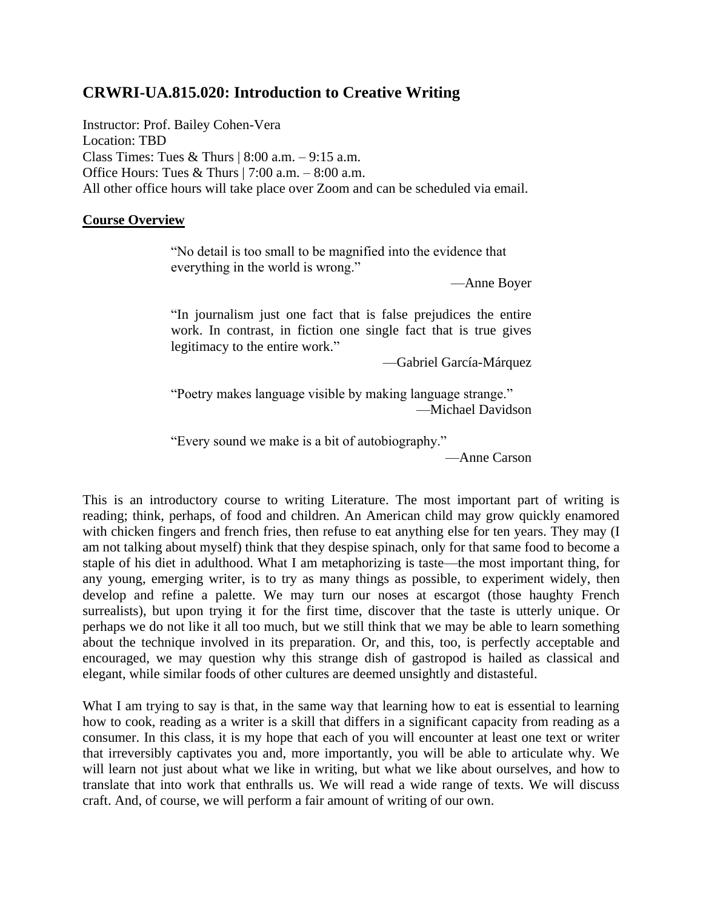## CRWRI-UA.815.020: Introduction to Creative Writing

Instructor: Prof. Bailey Cohen-Vera
Location: TBD
Class Times: Tues & Thurs | 8:00 a.m. – 9:15 a.m.
Office Hours: Tues & Thurs | 7:00 a.m. – 8:00 a.m.
All other office hours will take place over Zoom and can be scheduled via email.

### Course Overview

> "No detail is too small to be magnified into the evidence that everything in the world is wrong."
>
> —Anne Boyer

> "In journalism just one fact that is false prejudices the entire work. In contrast, in fiction one single fact that is true gives legitimacy to the entire work."
>
> —Gabriel García-Márquez

> "Poetry makes language visible by making language strange."
>
> —Michael Davidson

> "Every sound we make is a bit of autobiography."
>
> —Anne Carson

This is an introductory course to writing Literature. The most important part of writing is reading; think, perhaps, of food and children. An American child may grow quickly enamored with chicken fingers and french fries, then refuse to eat anything else for ten years. They may (I am not talking about myself) think that they despise spinach, only for that same food to become a staple of his diet in adulthood. What I am metaphorizing is taste—the most important thing, for any young, emerging writer, is to try as many things as possible, to experiment widely, then develop and refine a palette. We may turn our noses at escargot (those haughty French surrealists), but upon trying it for the first time, discover that the taste is utterly unique. Or perhaps we do not like it all too much, but we still think that we may be able to learn something about the technique involved in its preparation. Or, and this, too, is perfectly acceptable and encouraged, we may question why this strange dish of gastropod is hailed as classical and elegant, while similar foods of other cultures are deemed unsightly and distasteful.

What I am trying to say is that, in the same way that learning how to eat is essential to learning how to cook, reading as a writer is a skill that differs in a significant capacity from reading as a consumer. In this class, it is my hope that each of you will encounter at least one text or writer that irreversibly captivates you and, more importantly, you will be able to articulate why. We will learn not just about what we like in writing, but what we like about ourselves, and how to translate that into work that enthralls us. We will read a wide range of texts. We will discuss craft. And, of course, we will perform a fair amount of writing of our own.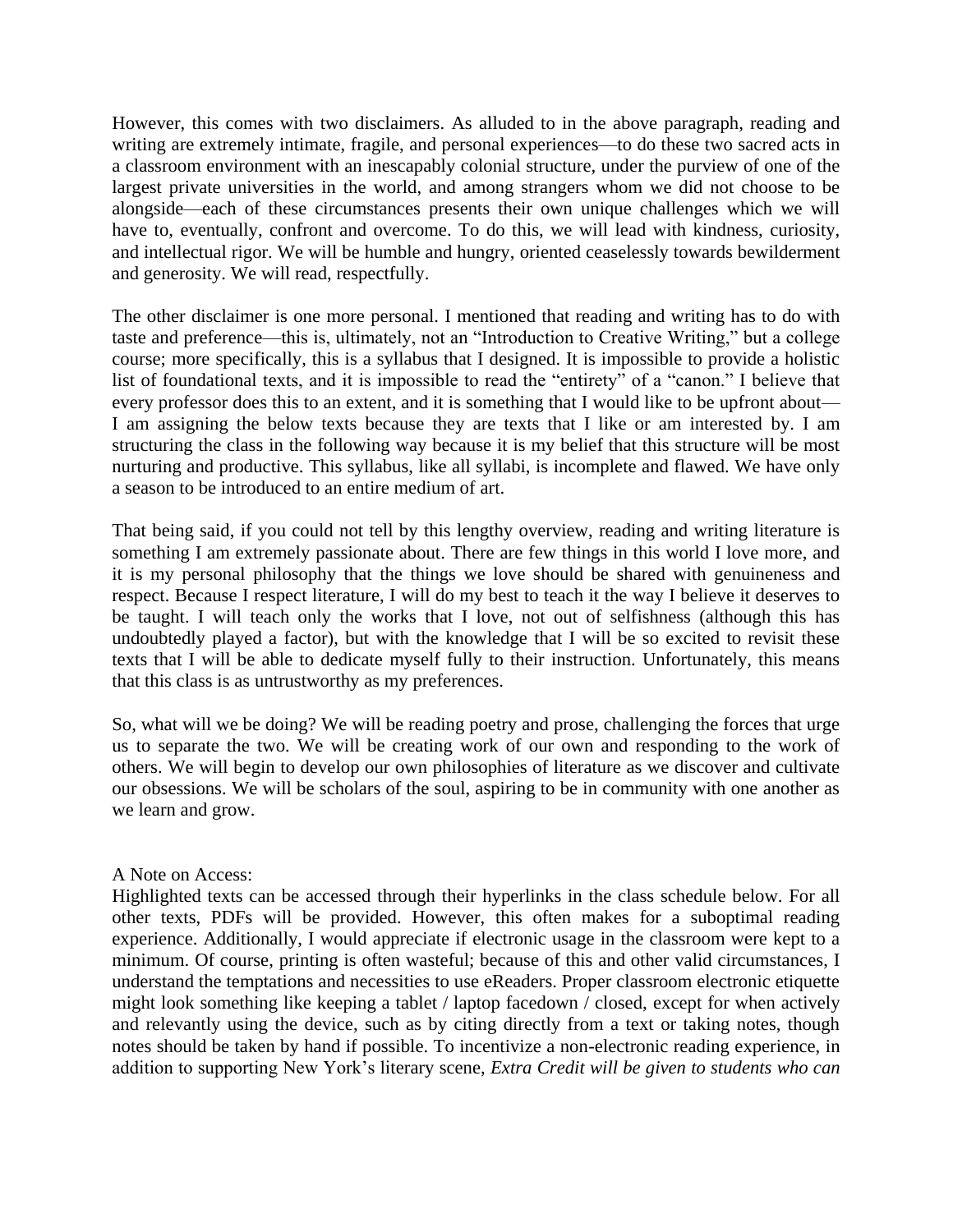However, this comes with two disclaimers. As alluded to in the above paragraph, reading and writing are extremely intimate, fragile, and personal experiences—to do these two sacred acts in a classroom environment with an inescapably colonial structure, under the purview of one of the largest private universities in the world, and among strangers whom we did not choose to be alongside—each of these circumstances presents their own unique challenges which we will have to, eventually, confront and overcome. To do this, we will lead with kindness, curiosity, and intellectual rigor. We will be humble and hungry, oriented ceaselessly towards bewilderment and generosity. We will read, respectfully.

The other disclaimer is one more personal. I mentioned that reading and writing has to do with taste and preference—this is, ultimately, not an "Introduction to Creative Writing," but a college course; more specifically, this is a syllabus that I designed. It is impossible to provide a holistic list of foundational texts, and it is impossible to read the "entirety" of a "canon." I believe that every professor does this to an extent, and it is something that I would like to be upfront about—I am assigning the below texts because they are texts that I like or am interested by. I am structuring the class in the following way because it is my belief that this structure will be most nurturing and productive. This syllabus, like all syllabi, is incomplete and flawed. We have only a season to be introduced to an entire medium of art.

That being said, if you could not tell by this lengthy overview, reading and writing literature is something I am extremely passionate about. There are few things in this world I love more, and it is my personal philosophy that the things we love should be shared with genuineness and respect. Because I respect literature, I will do my best to teach it the way I believe it deserves to be taught. I will teach only the works that I love, not out of selfishness (although this has undoubtedly played a factor), but with the knowledge that I will be so excited to revisit these texts that I will be able to dedicate myself fully to their instruction. Unfortunately, this means that this class is as untrustworthy as my preferences.

So, what will we be doing? We will be reading poetry and prose, challenging the forces that urge us to separate the two. We will be creating work of our own and responding to the work of others. We will begin to develop our own philosophies of literature as we discover and cultivate our obsessions. We will be scholars of the soul, aspiring to be in community with one another as we learn and grow.

A Note on Access:
Highlighted texts can be accessed through their hyperlinks in the class schedule below. For all other texts, PDFs will be provided. However, this often makes for a suboptimal reading experience. Additionally, I would appreciate if electronic usage in the classroom were kept to a minimum. Of course, printing is often wasteful; because of this and other valid circumstances, I understand the temptations and necessities to use eReaders. Proper classroom electronic etiquette might look something like keeping a tablet / laptop facedown / closed, except for when actively and relevantly using the device, such as by citing directly from a text or taking notes, though notes should be taken by hand if possible. To incentivize a non-electronic reading experience, in addition to supporting New York's literary scene, *Extra Credit will be given to students who can*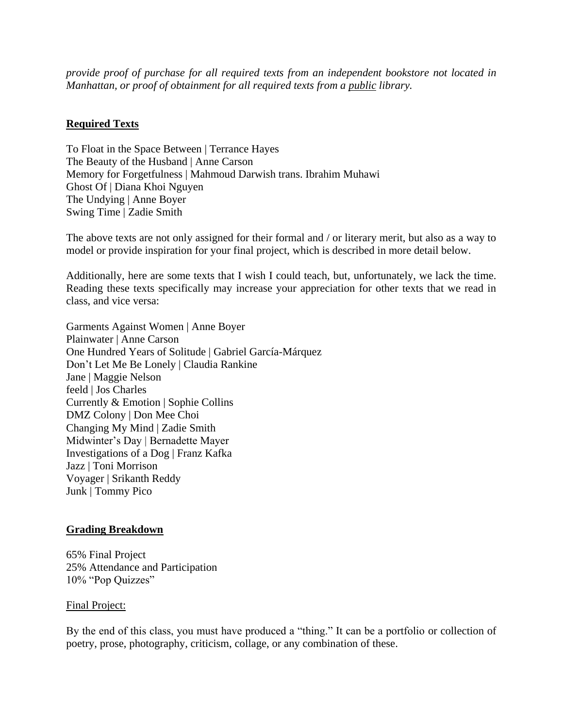*provide proof of purchase for all required texts from an independent bookstore not located in Manhattan, or proof of obtainment for all required texts from a <u>public</u> library.*

## Required Texts

To Float in the Space Between | Terrance Hayes
The Beauty of the Husband | Anne Carson
Memory for Forgetfulness | Mahmoud Darwish trans. Ibrahim Muhawi
Ghost Of | Diana Khoi Nguyen
The Undying | Anne Boyer
Swing Time | Zadie Smith

The above texts are not only assigned for their formal and / or literary merit, but also as a way to model or provide inspiration for your final project, which is described in more detail below.

Additionally, here are some texts that I wish I could teach, but, unfortunately, we lack the time. Reading these texts specifically may increase your appreciation for other texts that we read in class, and vice versa:

Garments Against Women | Anne Boyer
Plainwater | Anne Carson
One Hundred Years of Solitude | Gabriel García-Márquez
Don't Let Me Be Lonely | Claudia Rankine
Jane | Maggie Nelson
feeld | Jos Charles
Currently & Emotion | Sophie Collins
DMZ Colony | Don Mee Choi
Changing My Mind | Zadie Smith
Midwinter's Day | Bernadette Mayer
Investigations of a Dog | Franz Kafka
Jazz | Toni Morrison
Voyager | Srikanth Reddy
Junk | Tommy Pico

## Grading Breakdown

65% Final Project
25% Attendance and Participation
10% "Pop Quizzes"

<u>Final Project:</u>

By the end of this class, you must have produced a "thing." It can be a portfolio or collection of poetry, prose, photography, criticism, collage, or any combination of these.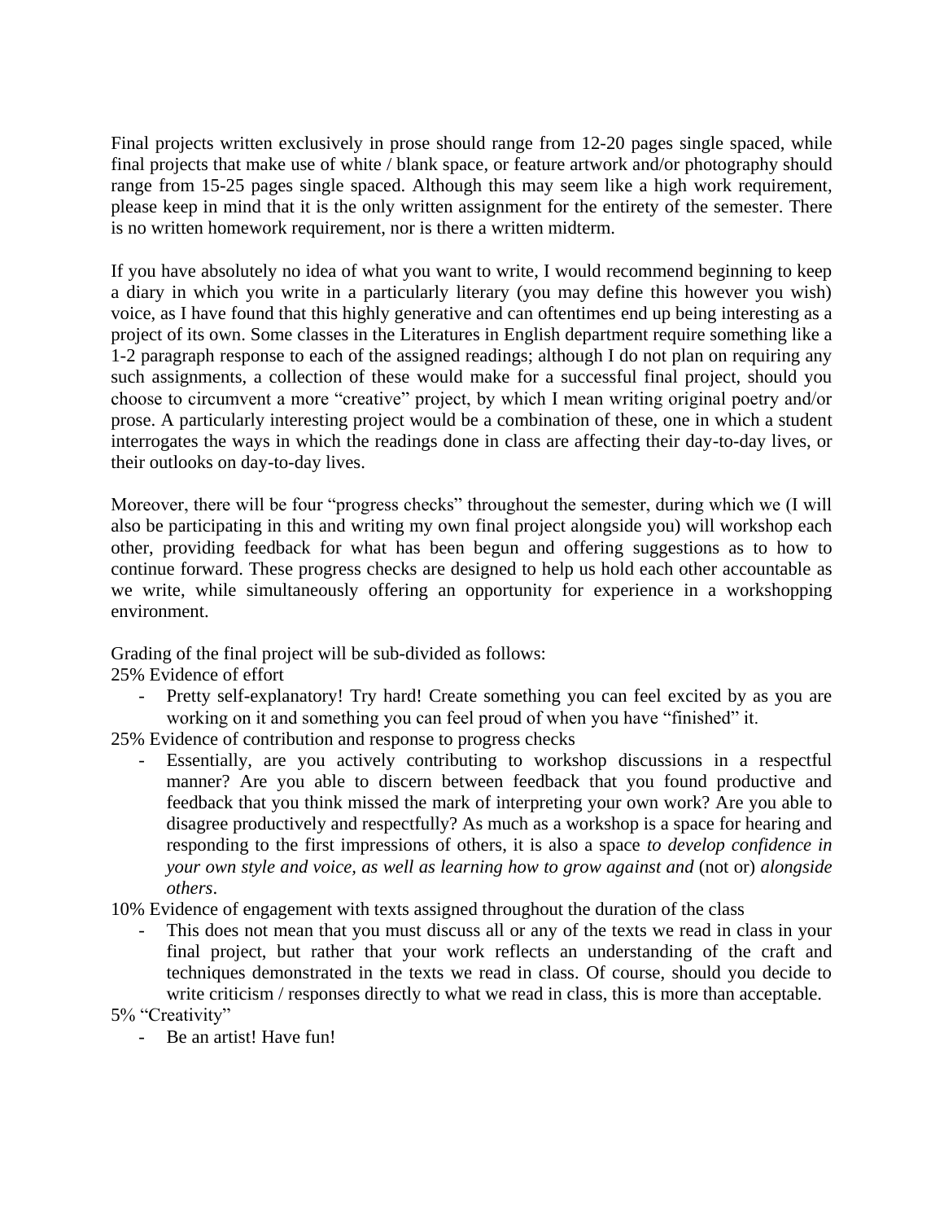Final projects written exclusively in prose should range from 12-20 pages single spaced, while final projects that make use of white / blank space, or feature artwork and/or photography should range from 15-25 pages single spaced. Although this may seem like a high work requirement, please keep in mind that it is the only written assignment for the entirety of the semester. There is no written homework requirement, nor is there a written midterm.

If you have absolutely no idea of what you want to write, I would recommend beginning to keep a diary in which you write in a particularly literary (you may define this however you wish) voice, as I have found that this highly generative and can oftentimes end up being interesting as a project of its own. Some classes in the Literatures in English department require something like a 1-2 paragraph response to each of the assigned readings; although I do not plan on requiring any such assignments, a collection of these would make for a successful final project, should you choose to circumvent a more "creative" project, by which I mean writing original poetry and/or prose. A particularly interesting project would be a combination of these, one in which a student interrogates the ways in which the readings done in class are affecting their day-to-day lives, or their outlooks on day-to-day lives.

Moreover, there will be four "progress checks" throughout the semester, during which we (I will also be participating in this and writing my own final project alongside you) will workshop each other, providing feedback for what has been begun and offering suggestions as to how to continue forward. These progress checks are designed to help us hold each other accountable as we write, while simultaneously offering an opportunity for experience in a workshopping environment.

Grading of the final project will be sub-divided as follows:

25% Evidence of effort

- Pretty self-explanatory! Try hard! Create something you can feel excited by as you are working on it and something you can feel proud of when you have "finished" it.

25% Evidence of contribution and response to progress checks

- Essentially, are you actively contributing to workshop discussions in a respectful manner? Are you able to discern between feedback that you found productive and feedback that you think missed the mark of interpreting your own work? Are you able to disagree productively and respectfully? As much as a workshop is a space for hearing and responding to the first impressions of others, it is also a space *to develop confidence in your own style and voice, as well as learning how to grow against and* (not or) *alongside others*.

10% Evidence of engagement with texts assigned throughout the duration of the class

- This does not mean that you must discuss all or any of the texts we read in class in your final project, but rather that your work reflects an understanding of the craft and techniques demonstrated in the texts we read in class. Of course, should you decide to write criticism / responses directly to what we read in class, this is more than acceptable.

5% "Creativity"

- Be an artist! Have fun!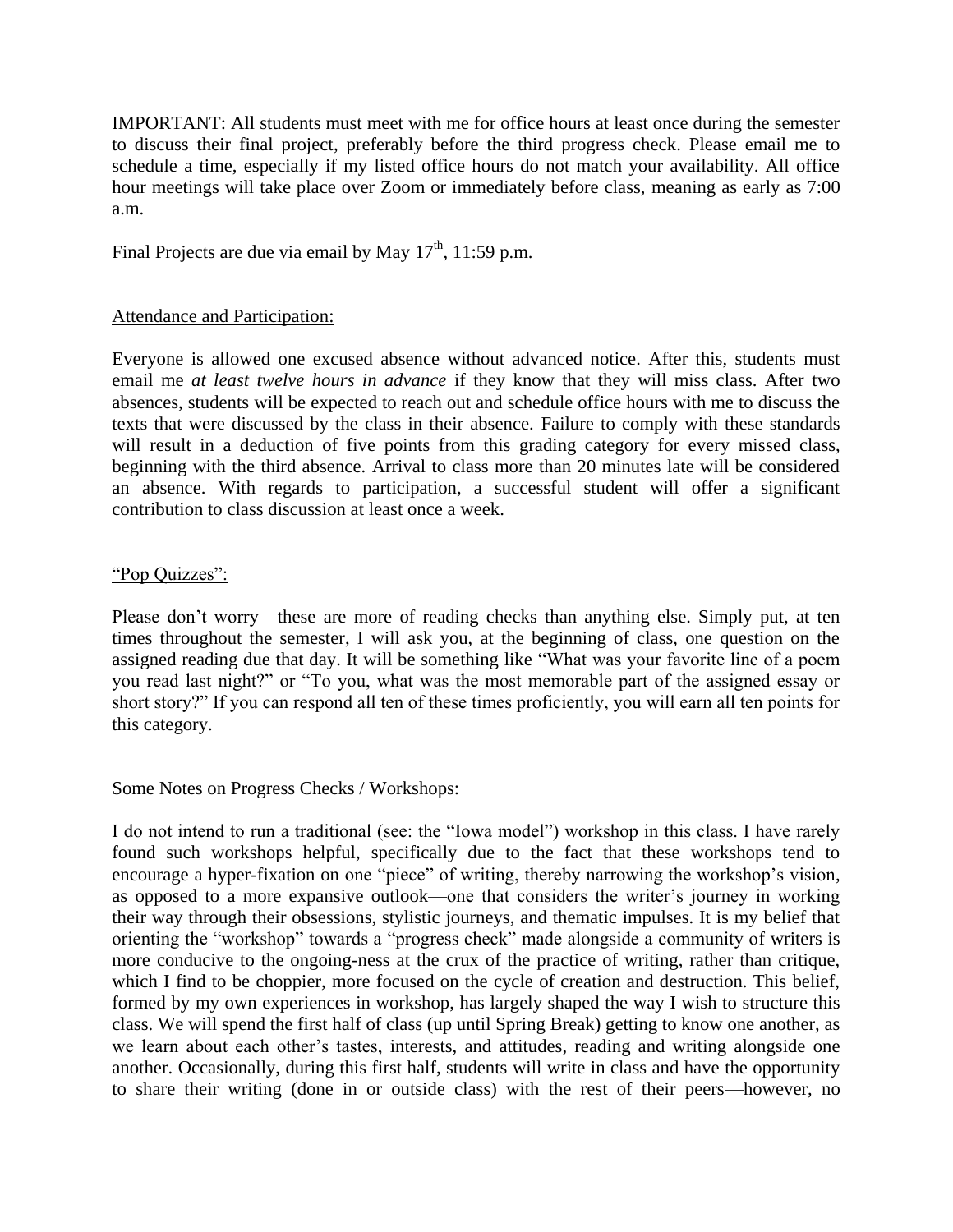IMPORTANT: All students must meet with me for office hours at least once during the semester to discuss their final project, preferably before the third progress check. Please email me to schedule a time, especially if my listed office hours do not match your availability. All office hour meetings will take place over Zoom or immediately before class, meaning as early as 7:00 a.m.

Final Projects are due via email by May 17th, 11:59 p.m.

<u>Attendance and Participation:</u>

Everyone is allowed one excused absence without advanced notice. After this, students must email me *at least twelve hours in advance* if they know that they will miss class. After two absences, students will be expected to reach out and schedule office hours with me to discuss the texts that were discussed by the class in their absence. Failure to comply with these standards will result in a deduction of five points from this grading category for every missed class, beginning with the third absence. Arrival to class more than 20 minutes late will be considered an absence. With regards to participation, a successful student will offer a significant contribution to class discussion at least once a week.

<u>"Pop Quizzes":</u>

Please don't worry—these are more of reading checks than anything else. Simply put, at ten times throughout the semester, I will ask you, at the beginning of class, one question on the assigned reading due that day. It will be something like "What was your favorite line of a poem you read last night?" or "To you, what was the most memorable part of the assigned essay or short story?" If you can respond all ten of these times proficiently, you will earn all ten points for this category.

Some Notes on Progress Checks / Workshops:

I do not intend to run a traditional (see: the "Iowa model") workshop in this class. I have rarely found such workshops helpful, specifically due to the fact that these workshops tend to encourage a hyper-fixation on one "piece" of writing, thereby narrowing the workshop's vision, as opposed to a more expansive outlook—one that considers the writer's journey in working their way through their obsessions, stylistic journeys, and thematic impulses. It is my belief that orienting the "workshop" towards a "progress check" made alongside a community of writers is more conducive to the ongoing-ness at the crux of the practice of writing, rather than critique, which I find to be choppier, more focused on the cycle of creation and destruction. This belief, formed by my own experiences in workshop, has largely shaped the way I wish to structure this class. We will spend the first half of class (up until Spring Break) getting to know one another, as we learn about each other's tastes, interests, and attitudes, reading and writing alongside one another. Occasionally, during this first half, students will write in class and have the opportunity to share their writing (done in or outside class) with the rest of their peers—however, no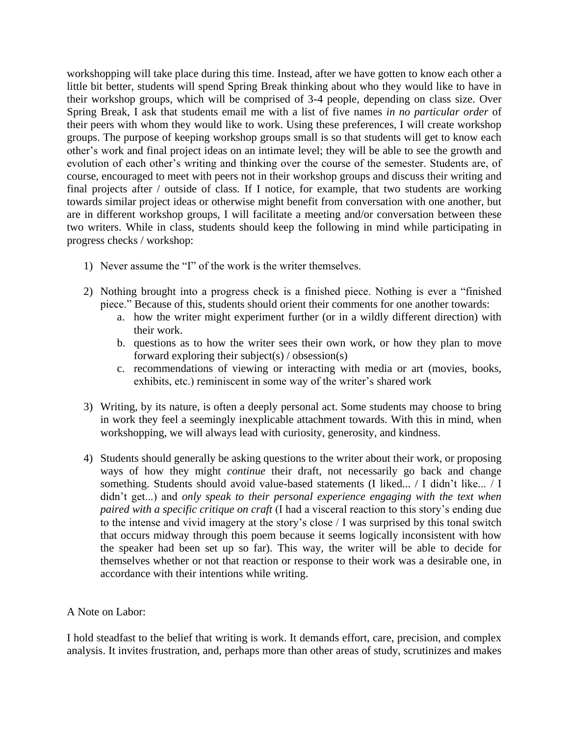workshopping will take place during this time. Instead, after we have gotten to know each other a little bit better, students will spend Spring Break thinking about who they would like to have in their workshop groups, which will be comprised of 3-4 people, depending on class size. Over Spring Break, I ask that students email me with a list of five names *in no particular order* of their peers with whom they would like to work. Using these preferences, I will create workshop groups. The purpose of keeping workshop groups small is so that students will get to know each other's work and final project ideas on an intimate level; they will be able to see the growth and evolution of each other's writing and thinking over the course of the semester. Students are, of course, encouraged to meet with peers not in their workshop groups and discuss their writing and final projects after / outside of class. If I notice, for example, that two students are working towards similar project ideas or otherwise might benefit from conversation with one another, but are in different workshop groups, I will facilitate a meeting and/or conversation between these two writers. While in class, students should keep the following in mind while participating in progress checks / workshop:

1) Never assume the "I" of the work is the writer themselves.

2) Nothing brought into a progress check is a finished piece. Nothing is ever a "finished piece." Because of this, students should orient their comments for one another towards:
    a. how the writer might experiment further (or in a wildly different direction) with their work.
    b. questions as to how the writer sees their own work, or how they plan to move forward exploring their subject(s) / obsession(s)
    c. recommendations of viewing or interacting with media or art (movies, books, exhibits, etc.) reminiscent in some way of the writer's shared work

3) Writing, by its nature, is often a deeply personal act. Some students may choose to bring in work they feel a seemingly inexplicable attachment towards. With this in mind, when workshopping, we will always lead with curiosity, generosity, and kindness.

4) Students should generally be asking questions to the writer about their work, or proposing ways of how they might *continue* their draft, not necessarily go back and change something. Students should avoid value-based statements (I liked... / I didn't like... / I didn't get...) and *only speak to their personal experience engaging with the text when paired with a specific critique on craft* (I had a visceral reaction to this story's ending due to the intense and vivid imagery at the story's close / I was surprised by this tonal switch that occurs midway through this poem because it seems logically inconsistent with how the speaker had been set up so far). This way, the writer will be able to decide for themselves whether or not that reaction or response to their work was a desirable one, in accordance with their intentions while writing.

A Note on Labor:

I hold steadfast to the belief that writing is work. It demands effort, care, precision, and complex analysis. It invites frustration, and, perhaps more than other areas of study, scrutinizes and makes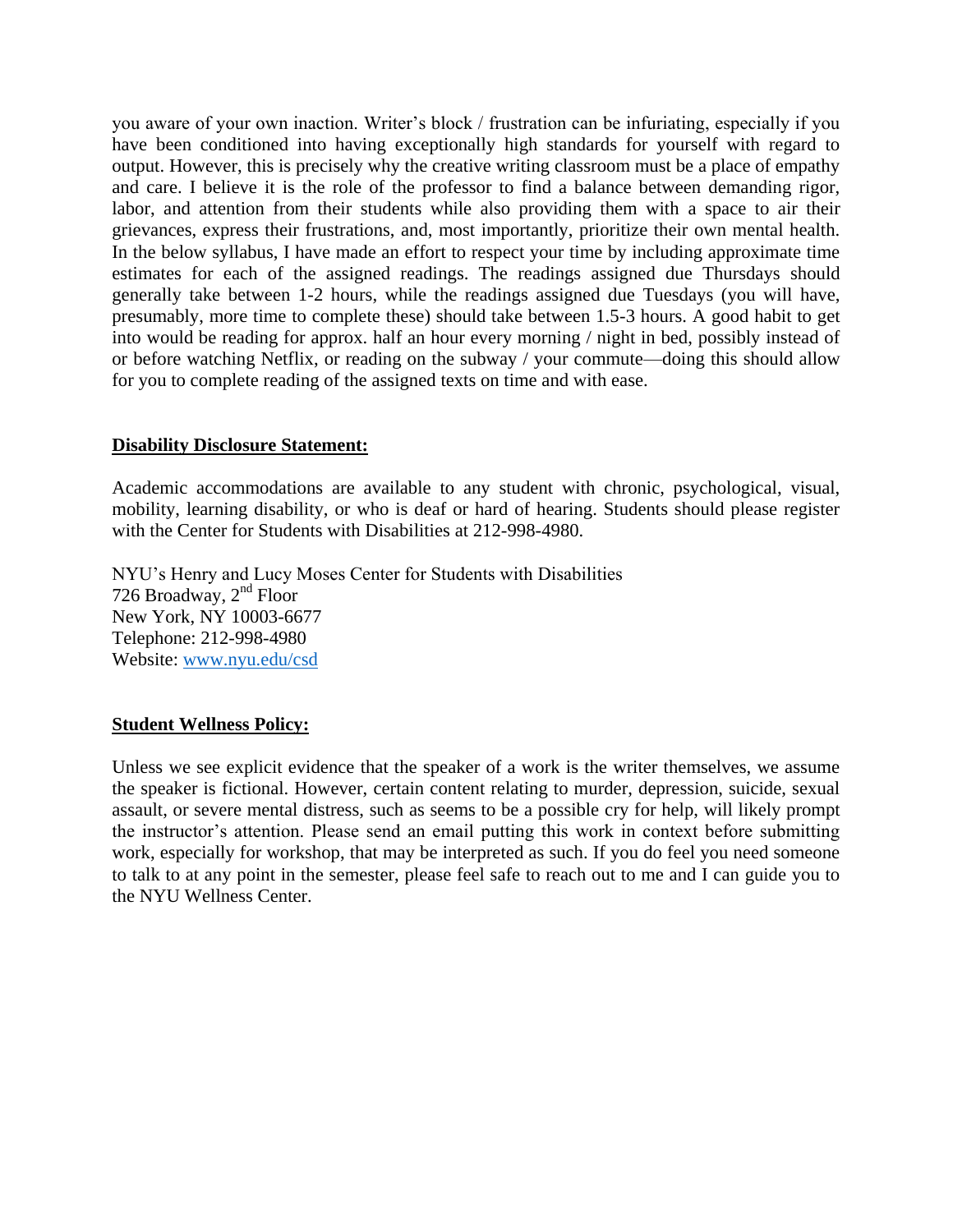you aware of your own inaction. Writer's block / frustration can be infuriating, especially if you have been conditioned into having exceptionally high standards for yourself with regard to output. However, this is precisely why the creative writing classroom must be a place of empathy and care. I believe it is the role of the professor to find a balance between demanding rigor, labor, and attention from their students while also providing them with a space to air their grievances, express their frustrations, and, most importantly, prioritize their own mental health. In the below syllabus, I have made an effort to respect your time by including approximate time estimates for each of the assigned readings. The readings assigned due Thursdays should generally take between 1-2 hours, while the readings assigned due Tuesdays (you will have, presumably, more time to complete these) should take between 1.5-3 hours. A good habit to get into would be reading for approx. half an hour every morning / night in bed, possibly instead of or before watching Netflix, or reading on the subway / your commute—doing this should allow for you to complete reading of the assigned texts on time and with ease.

**Disability Disclosure Statement:**

Academic accommodations are available to any student with chronic, psychological, visual, mobility, learning disability, or who is deaf or hard of hearing. Students should please register with the Center for Students with Disabilities at 212-998-4980.

NYU's Henry and Lucy Moses Center for Students with Disabilities
726 Broadway, 2nd Floor
New York, NY 10003-6677
Telephone: 212-998-4980
Website: www.nyu.edu/csd

**Student Wellness Policy:**

Unless we see explicit evidence that the speaker of a work is the writer themselves, we assume the speaker is fictional. However, certain content relating to murder, depression, suicide, sexual assault, or severe mental distress, such as seems to be a possible cry for help, will likely prompt the instructor's attention. Please send an email putting this work in context before submitting work, especially for workshop, that may be interpreted as such. If you do feel you need someone to talk to at any point in the semester, please feel safe to reach out to me and I can guide you to the NYU Wellness Center.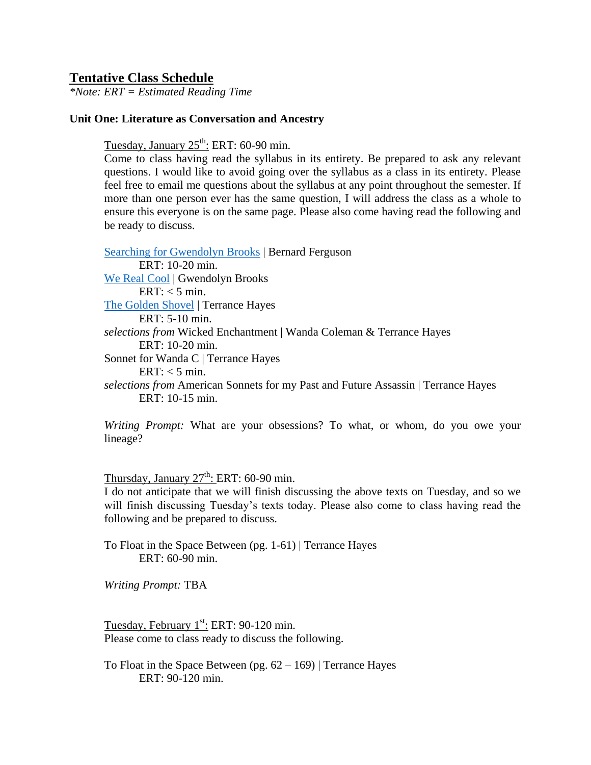## Tentative Class Schedule

*\*Note: ERT = Estimated Reading Time*

### Unit One: Literature as Conversation and Ancestry

Tuesday, January 25th: ERT: 60-90 min.

Come to class having read the syllabus in its entirety. Be prepared to ask any relevant questions. I would like to avoid going over the syllabus as a class in its entirety. Please feel free to email me questions about the syllabus at any point throughout the semester. If more than one person ever has the same question, I will address the class as a whole to ensure this everyone is on the same page. Please also come having read the following and be ready to discuss.

Searching for Gwendolyn Brooks | Bernard Ferguson
    ERT: 10-20 min.
We Real Cool | Gwendolyn Brooks
    ERT: < 5 min.
The Golden Shovel | Terrance Hayes
    ERT: 5-10 min.
*selections from* Wicked Enchantment | Wanda Coleman & Terrance Hayes
    ERT: 10-20 min.
Sonnet for Wanda C | Terrance Hayes
    ERT: < 5 min.
*selections from* American Sonnets for my Past and Future Assassin | Terrance Hayes
    ERT: 10-15 min.

*Writing Prompt:* What are your obsessions? To what, or whom, do you owe your lineage?

Thursday, January 27th: ERT: 60-90 min.

I do not anticipate that we will finish discussing the above texts on Tuesday, and so we will finish discussing Tuesday's texts today. Please also come to class having read the following and be prepared to discuss.

To Float in the Space Between (pg. 1-61) | Terrance Hayes
    ERT: 60-90 min.

*Writing Prompt:* TBA

Tuesday, February 1st: ERT: 90-120 min.

Please come to class ready to discuss the following.

To Float in the Space Between (pg. 62 – 169) | Terrance Hayes
    ERT: 90-120 min.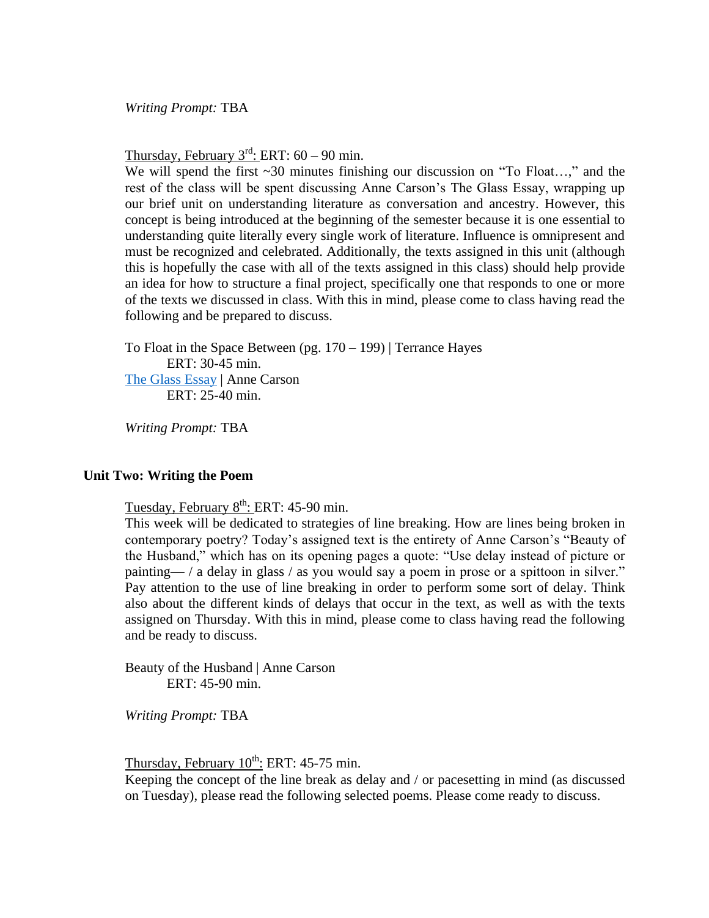*Writing Prompt:* TBA

Thursday, February 3rd: ERT: 60 – 90 min.

We will spend the first ~30 minutes finishing our discussion on "To Float…," and the rest of the class will be spent discussing Anne Carson's The Glass Essay, wrapping up our brief unit on understanding literature as conversation and ancestry. However, this concept is being introduced at the beginning of the semester because it is one essential to understanding quite literally every single work of literature. Influence is omnipresent and must be recognized and celebrated. Additionally, the texts assigned in this unit (although this is hopefully the case with all of the texts assigned in this class) should help provide an idea for how to structure a final project, specifically one that responds to one or more of the texts we discussed in class. With this in mind, please come to class having read the following and be prepared to discuss.

To Float in the Space Between (pg. 170 – 199) | Terrance Hayes
ERT: 30-45 min.
The Glass Essay | Anne Carson
ERT: 25-40 min.

*Writing Prompt:* TBA

## Unit Two: Writing the Poem

Tuesday, February 8th: ERT: 45-90 min.

This week will be dedicated to strategies of line breaking. How are lines being broken in contemporary poetry? Today's assigned text is the entirety of Anne Carson's "Beauty of the Husband," which has on its opening pages a quote: "Use delay instead of picture or painting— / a delay in glass / as you would say a poem in prose or a spittoon in silver." Pay attention to the use of line breaking in order to perform some sort of delay. Think also about the different kinds of delays that occur in the text, as well as with the texts assigned on Thursday. With this in mind, please come to class having read the following and be ready to discuss.

Beauty of the Husband | Anne Carson
ERT: 45-90 min.

*Writing Prompt:* TBA

Thursday, February 10th: ERT: 45-75 min.

Keeping the concept of the line break as delay and / or pacesetting in mind (as discussed on Tuesday), please read the following selected poems. Please come ready to discuss.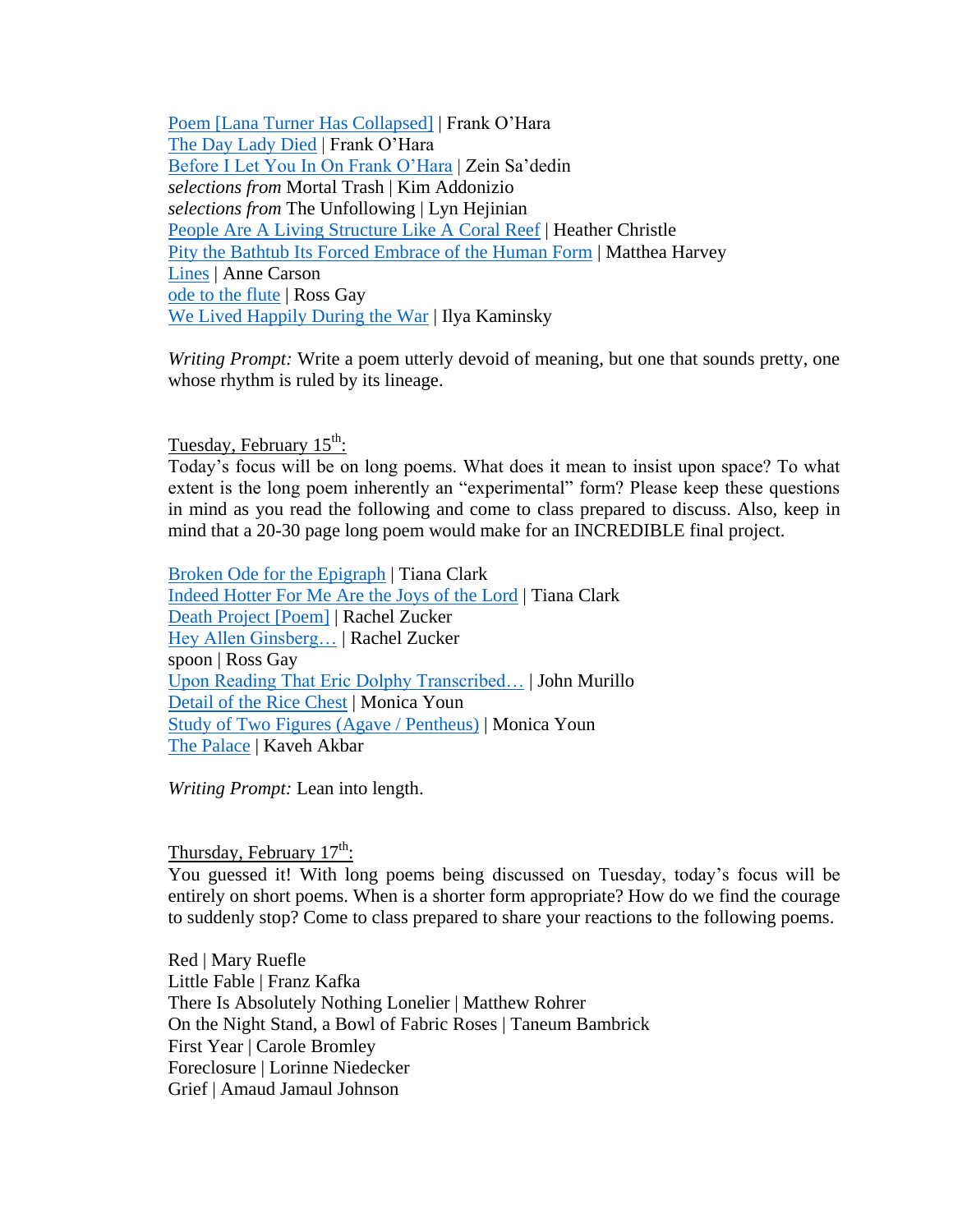Poem [Lana Turner Has Collapsed] | Frank O'Hara
The Day Lady Died | Frank O'Hara
Before I Let You In On Frank O'Hara | Zein Sa'dedin
*selections from* Mortal Trash | Kim Addonizio
*selections from* The Unfollowing | Lyn Hejinian
People Are A Living Structure Like A Coral Reef | Heather Christle
Pity the Bathtub Its Forced Embrace of the Human Form | Matthea Harvey
Lines | Anne Carson
ode to the flute | Ross Gay
We Lived Happily During the War | Ilya Kaminsky

*Writing Prompt:* Write a poem utterly devoid of meaning, but one that sounds pretty, one whose rhythm is ruled by its lineage.

Tuesday, February 15th:

Today's focus will be on long poems. What does it mean to insist upon space? To what extent is the long poem inherently an "experimental" form? Please keep these questions in mind as you read the following and come to class prepared to discuss. Also, keep in mind that a 20-30 page long poem would make for an INCREDIBLE final project.

Broken Ode for the Epigraph | Tiana Clark
Indeed Hotter For Me Are the Joys of the Lord | Tiana Clark
Death Project [Poem] | Rachel Zucker
Hey Allen Ginsberg… | Rachel Zucker
spoon | Ross Gay
Upon Reading That Eric Dolphy Transcribed… | John Murillo
Detail of the Rice Chest | Monica Youn
Study of Two Figures (Agave / Pentheus) | Monica Youn
The Palace | Kaveh Akbar

*Writing Prompt:* Lean into length.

Thursday, February 17th:

You guessed it! With long poems being discussed on Tuesday, today's focus will be entirely on short poems. When is a shorter form appropriate? How do we find the courage to suddenly stop? Come to class prepared to share your reactions to the following poems.

Red | Mary Ruefle
Little Fable | Franz Kafka
There Is Absolutely Nothing Lonelier | Matthew Rohrer
On the Night Stand, a Bowl of Fabric Roses | Taneum Bambrick
First Year | Carole Bromley
Foreclosure | Lorinne Niedecker
Grief | Amaud Jamaul Johnson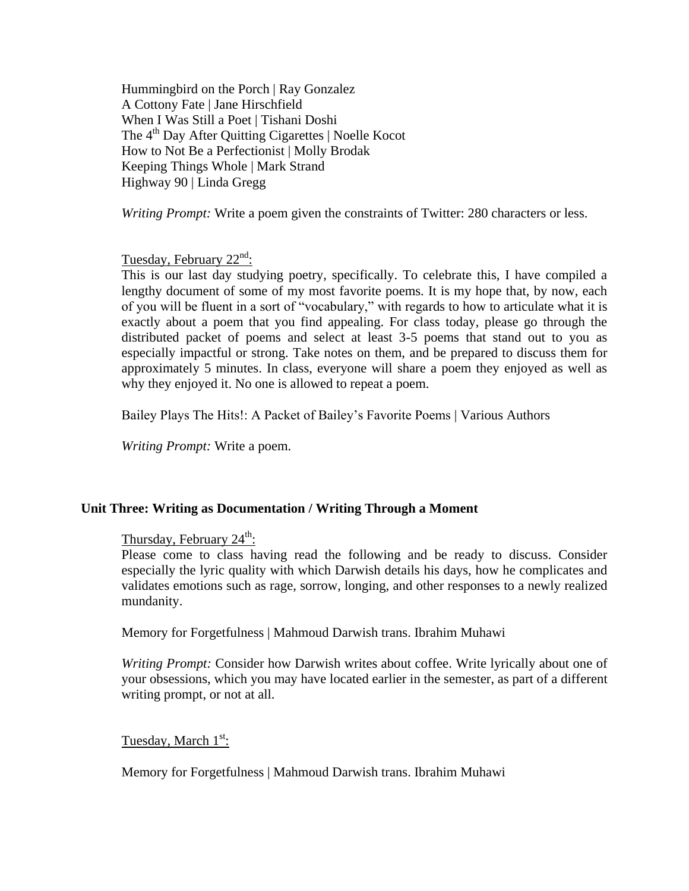Hummingbird on the Porch | Ray Gonzalez
A Cottony Fate | Jane Hirschfield
When I Was Still a Poet | Tishani Doshi
The 4th Day After Quitting Cigarettes | Noelle Kocot
How to Not Be a Perfectionist | Molly Brodak
Keeping Things Whole | Mark Strand
Highway 90 | Linda Gregg

*Writing Prompt:* Write a poem given the constraints of Twitter: 280 characters or less.

Tuesday, February 22nd:

This is our last day studying poetry, specifically. To celebrate this, I have compiled a lengthy document of some of my most favorite poems. It is my hope that, by now, each of you will be fluent in a sort of "vocabulary," with regards to how to articulate what it is exactly about a poem that you find appealing. For class today, please go through the distributed packet of poems and select at least 3-5 poems that stand out to you as especially impactful or strong. Take notes on them, and be prepared to discuss them for approximately 5 minutes. In class, everyone will share a poem they enjoyed as well as why they enjoyed it. No one is allowed to repeat a poem.

Bailey Plays The Hits!: A Packet of Bailey's Favorite Poems | Various Authors

*Writing Prompt:* Write a poem.

## Unit Three: Writing as Documentation / Writing Through a Moment

Thursday, February 24th:

Please come to class having read the following and be ready to discuss. Consider especially the lyric quality with which Darwish details his days, how he complicates and validates emotions such as rage, sorrow, longing, and other responses to a newly realized mundanity.

Memory for Forgetfulness | Mahmoud Darwish trans. Ibrahim Muhawi

*Writing Prompt:* Consider how Darwish writes about coffee. Write lyrically about one of your obsessions, which you may have located earlier in the semester, as part of a different writing prompt, or not at all.

Tuesday, March 1st:

Memory for Forgetfulness | Mahmoud Darwish trans. Ibrahim Muhawi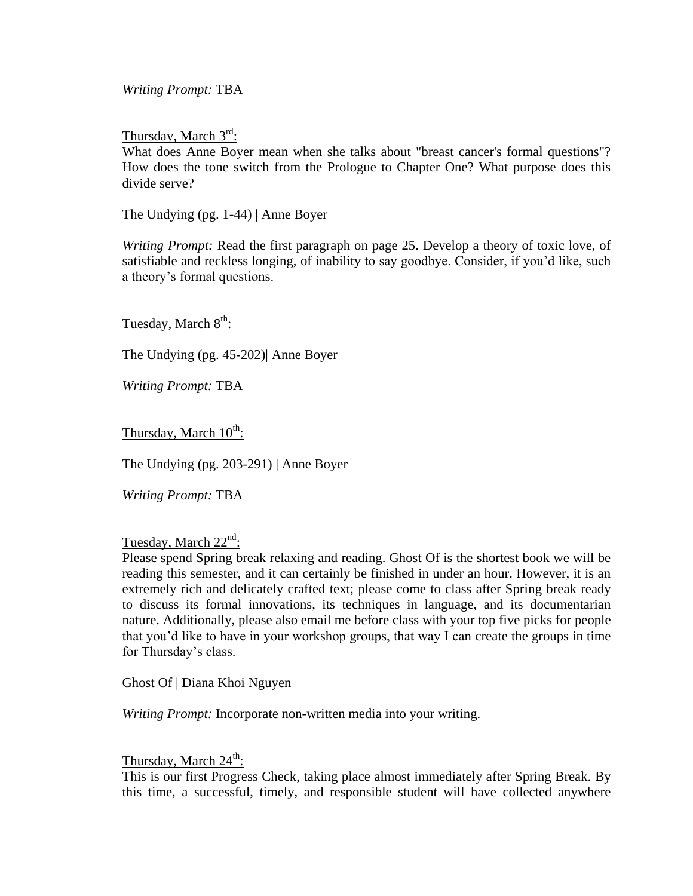*Writing Prompt:* TBA

Thursday, March 3rd:

What does Anne Boyer mean when she talks about "breast cancer's formal questions"? How does the tone switch from the Prologue to Chapter One? What purpose does this divide serve?

The Undying (pg. 1-44) | Anne Boyer

*Writing Prompt:* Read the first paragraph on page 25. Develop a theory of toxic love, of satisfiable and reckless longing, of inability to say goodbye. Consider, if you'd like, such a theory's formal questions.

Tuesday, March 8th:

The Undying (pg. 45-202)| Anne Boyer

*Writing Prompt:* TBA

Thursday, March 10th:

The Undying (pg. 203-291) | Anne Boyer

*Writing Prompt:* TBA

Tuesday, March 22nd:

Please spend Spring break relaxing and reading. Ghost Of is the shortest book we will be reading this semester, and it can certainly be finished in under an hour. However, it is an extremely rich and delicately crafted text; please come to class after Spring break ready to discuss its formal innovations, its techniques in language, and its documentarian nature. Additionally, please also email me before class with your top five picks for people that you'd like to have in your workshop groups, that way I can create the groups in time for Thursday's class.

Ghost Of | Diana Khoi Nguyen

*Writing Prompt:* Incorporate non-written media into your writing.

Thursday, March 24th:

This is our first Progress Check, taking place almost immediately after Spring Break. By this time, a successful, timely, and responsible student will have collected anywhere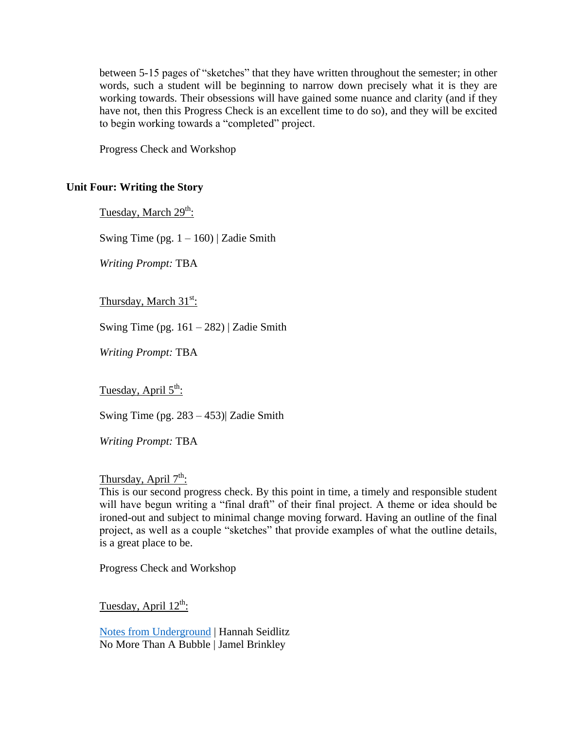between 5-15 pages of "sketches" that they have written throughout the semester; in other words, such a student will be beginning to narrow down precisely what it is they are working towards. Their obsessions will have gained some nuance and clarity (and if they have not, then this Progress Check is an excellent time to do so), and they will be excited to begin working towards a "completed" project.

Progress Check and Workshop

## Unit Four: Writing the Story

Tuesday, March 29th:

Swing Time (pg. 1 – 160) | Zadie Smith

*Writing Prompt:* TBA

Thursday, March 31st:

Swing Time (pg. 161 – 282) | Zadie Smith

*Writing Prompt:* TBA

Tuesday, April 5th:

Swing Time (pg. 283 – 453)| Zadie Smith

*Writing Prompt:* TBA

Thursday, April 7th:

This is our second progress check. By this point in time, a timely and responsible student will have begun writing a "final draft" of their final project. A theme or idea should be ironed-out and subject to minimal change moving forward. Having an outline of the final project, as well as a couple "sketches" that provide examples of what the outline details, is a great place to be.

Progress Check and Workshop

Tuesday, April 12th:

Notes from Underground | Hannah Seidlitz
No More Than A Bubble | Jamel Brinkley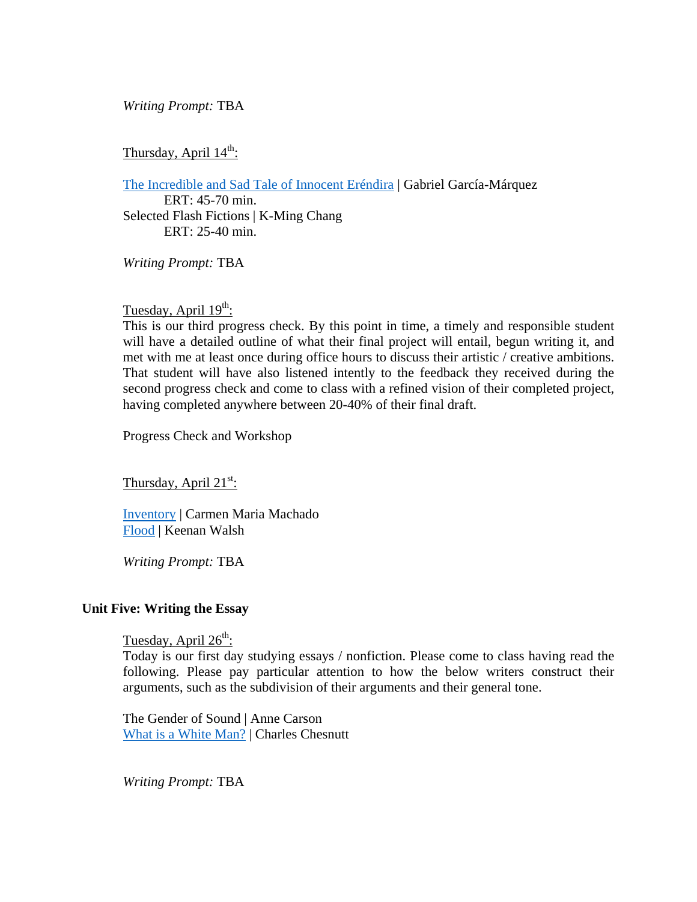*Writing Prompt:* TBA

Thursday, April 14th:

The Incredible and Sad Tale of Innocent Eréndira | Gabriel García-Márquez
ERT: 45-70 min.
Selected Flash Fictions | K-Ming Chang
ERT: 25-40 min.

*Writing Prompt:* TBA

Tuesday, April 19th:
This is our third progress check. By this point in time, a timely and responsible student will have a detailed outline of what their final project will entail, begun writing it, and met with me at least once during office hours to discuss their artistic / creative ambitions. That student will have also listened intently to the feedback they received during the second progress check and come to class with a refined vision of their completed project, having completed anywhere between 20-40% of their final draft.

Progress Check and Workshop

Thursday, April 21st:

Inventory | Carmen Maria Machado
Flood | Keenan Walsh

*Writing Prompt:* TBA

**Unit Five: Writing the Essay**

Tuesday, April 26th:
Today is our first day studying essays / nonfiction. Please come to class having read the following. Please pay particular attention to how the below writers construct their arguments, such as the subdivision of their arguments and their general tone.

The Gender of Sound | Anne Carson
What is a White Man? | Charles Chesnutt

*Writing Prompt:* TBA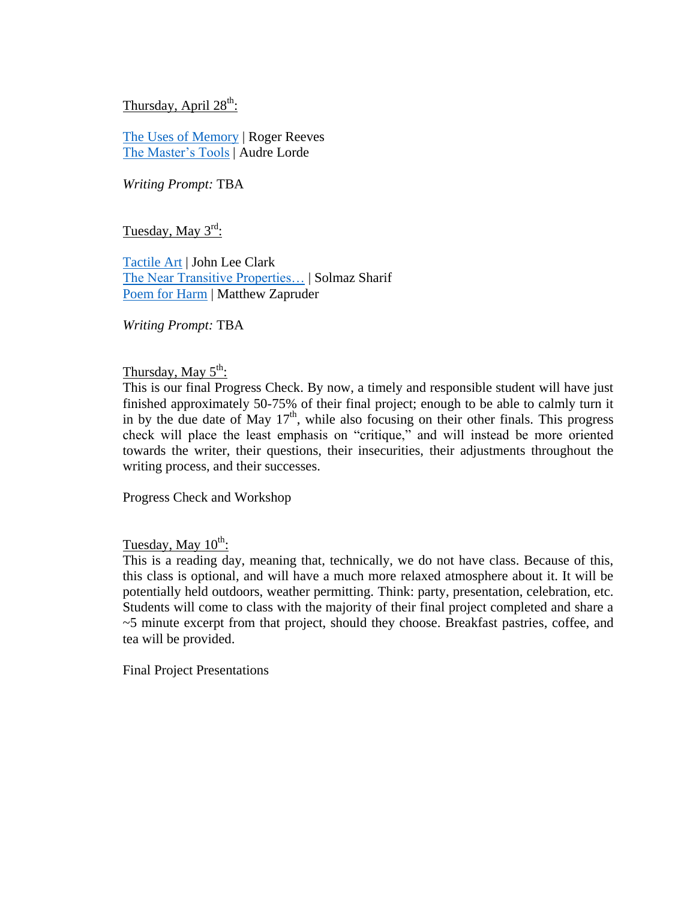Thursday, April 28th:

The Uses of Memory | Roger Reeves
The Master's Tools | Audre Lorde

*Writing Prompt:* TBA

Tuesday, May 3rd:

Tactile Art | John Lee Clark
The Near Transitive Properties… | Solmaz Sharif
Poem for Harm | Matthew Zapruder

*Writing Prompt:* TBA

Thursday, May 5th:

This is our final Progress Check. By now, a timely and responsible student will have just finished approximately 50-75% of their final project; enough to be able to calmly turn it in by the due date of May 17th, while also focusing on their other finals. This progress check will place the least emphasis on "critique," and will instead be more oriented towards the writer, their questions, their insecurities, their adjustments throughout the writing process, and their successes.

Progress Check and Workshop

Tuesday, May 10th:

This is a reading day, meaning that, technically, we do not have class. Because of this, this class is optional, and will have a much more relaxed atmosphere about it. It will be potentially held outdoors, weather permitting. Think: party, presentation, celebration, etc. Students will come to class with the majority of their final project completed and share a ~5 minute excerpt from that project, should they choose. Breakfast pastries, coffee, and tea will be provided.

Final Project Presentations